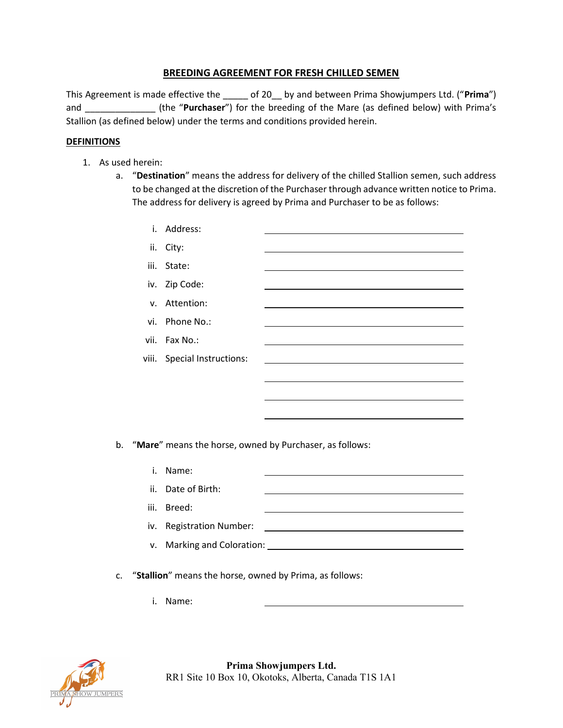## BREEDING AGREEMENT FOR FRESH CHILLED SEMEN

This Agreement is made effective the _____ of 20__ by and between Prima Showjumpers Ltd. ("**Prima**") and ______________ (the "**Purchaser**") for the breeding of the Mare (as defined below) with Prima's Stallion (as defined below) under the terms and conditions provided herein.

**DEFINITIONS**

1. As used herein:
   a. "**Destination**" means the address for delivery of the chilled Stallion semen, such address to be changed at the discretion of the Purchaser through advance written notice to Prima. The address for delivery is agreed by Prima and Purchaser to be as follows:

      i. Address: ______________________________
      ii. City: ______________________________
      iii. State: ______________________________
      iv. Zip Code: ______________________________
      v. Attention: ______________________________
      vi. Phone No.: ______________________________
      vii. Fax No.: ______________________________
      viii. Special Instructions: ______________________________
      ______________________________
      ______________________________
      ______________________________

   b. "**Mare**" means the horse, owned by Purchaser, as follows:

      i. Name: ______________________________
      ii. Date of Birth: ______________________________
      iii. Breed: ______________________________
      iv. Registration Number: ______________________________
      v. Marking and Coloration: ______________________________

   c. "**Stallion**" means the horse, owned by Prima, as follows:

      i. Name: ______________________________

**Prima Showjumpers Ltd.**
RR1 Site 10 Box 10, Okotoks, Alberta, Canada T1S 1A1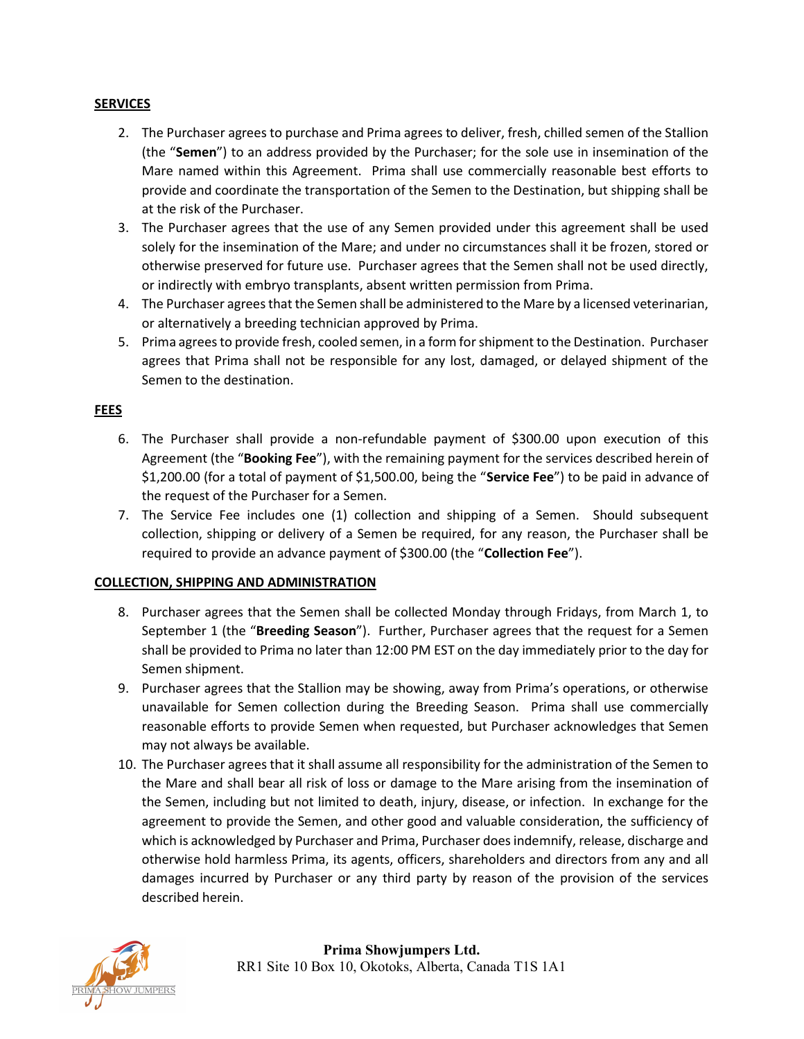## SERVICES

2. The Purchaser agrees to purchase and Prima agrees to deliver, fresh, chilled semen of the Stallion (the "**Semen**") to an address provided by the Purchaser; for the sole use in insemination of the Mare named within this Agreement. Prima shall use commercially reasonable best efforts to provide and coordinate the transportation of the Semen to the Destination, but shipping shall be at the risk of the Purchaser.
3. The Purchaser agrees that the use of any Semen provided under this agreement shall be used solely for the insemination of the Mare; and under no circumstances shall it be frozen, stored or otherwise preserved for future use. Purchaser agrees that the Semen shall not be used directly, or indirectly with embryo transplants, absent written permission from Prima.
4. The Purchaser agrees that the Semen shall be administered to the Mare by a licensed veterinarian, or alternatively a breeding technician approved by Prima.
5. Prima agrees to provide fresh, cooled semen, in a form for shipment to the Destination. Purchaser agrees that Prima shall not be responsible for any lost, damaged, or delayed shipment of the Semen to the destination.

## FEES

6. The Purchaser shall provide a non-refundable payment of $300.00 upon execution of this Agreement (the "**Booking Fee**"), with the remaining payment for the services described herein of $1,200.00 (for a total of payment of $1,500.00, being the "**Service Fee**") to be paid in advance of the request of the Purchaser for a Semen.
7. The Service Fee includes one (1) collection and shipping of a Semen. Should subsequent collection, shipping or delivery of a Semen be required, for any reason, the Purchaser shall be required to provide an advance payment of $300.00 (the "**Collection Fee**").

## COLLECTION, SHIPPING AND ADMINISTRATION

8. Purchaser agrees that the Semen shall be collected Monday through Fridays, from March 1, to September 1 (the "**Breeding Season**"). Further, Purchaser agrees that the request for a Semen shall be provided to Prima no later than 12:00 PM EST on the day immediately prior to the day for Semen shipment.
9. Purchaser agrees that the Stallion may be showing, away from Prima's operations, or otherwise unavailable for Semen collection during the Breeding Season. Prima shall use commercially reasonable efforts to provide Semen when requested, but Purchaser acknowledges that Semen may not always be available.
10. The Purchaser agrees that it shall assume all responsibility for the administration of the Semen to the Mare and shall bear all risk of loss or damage to the Mare arising from the insemination of the Semen, including but not limited to death, injury, disease, or infection. In exchange for the agreement to provide the Semen, and other good and valuable consideration, the sufficiency of which is acknowledged by Purchaser and Prima, Purchaser does indemnify, release, discharge and otherwise hold harmless Prima, its agents, officers, shareholders and directors from any and all damages incurred by Purchaser or any third party by reason of the provision of the services described herein.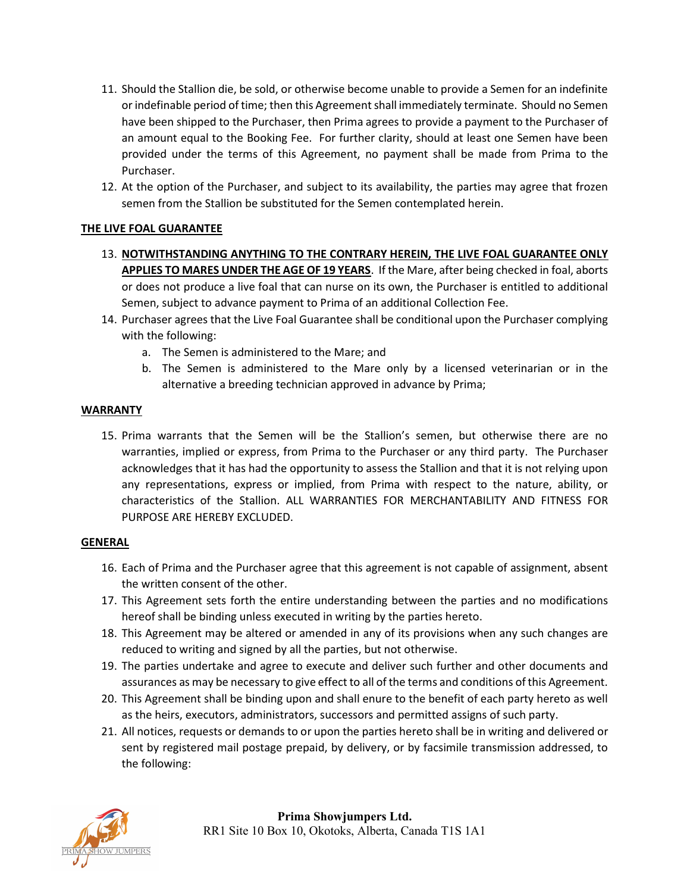11. Should the Stallion die, be sold, or otherwise become unable to provide a Semen for an indefinite or indefinable period of time; then this Agreement shall immediately terminate. Should no Semen have been shipped to the Purchaser, then Prima agrees to provide a payment to the Purchaser of an amount equal to the Booking Fee. For further clarity, should at least one Semen have been provided under the terms of this Agreement, no payment shall be made from Prima to the Purchaser.
12. At the option of the Purchaser, and subject to its availability, the parties may agree that frozen semen from the Stallion be substituted for the Semen contemplated herein.

**THE LIVE FOAL GUARANTEE**

13. **NOTWITHSTANDING ANYTHING TO THE CONTRARY HEREIN, THE LIVE FOAL GUARANTEE ONLY APPLIES TO MARES UNDER THE AGE OF 19 YEARS**. If the Mare, after being checked in foal, aborts or does not produce a live foal that can nurse on its own, the Purchaser is entitled to additional Semen, subject to advance payment to Prima of an additional Collection Fee.
14. Purchaser agrees that the Live Foal Guarantee shall be conditional upon the Purchaser complying with the following:
    a. The Semen is administered to the Mare; and
    b. The Semen is administered to the Mare only by a licensed veterinarian or in the alternative a breeding technician approved in advance by Prima;

**WARRANTY**

15. Prima warrants that the Semen will be the Stallion's semen, but otherwise there are no warranties, implied or express, from Prima to the Purchaser or any third party. The Purchaser acknowledges that it has had the opportunity to assess the Stallion and that it is not relying upon any representations, express or implied, from Prima with respect to the nature, ability, or characteristics of the Stallion. ALL WARRANTIES FOR MERCHANTABILITY AND FITNESS FOR PURPOSE ARE HEREBY EXCLUDED.

**GENERAL**

16. Each of Prima and the Purchaser agree that this agreement is not capable of assignment, absent the written consent of the other.
17. This Agreement sets forth the entire understanding between the parties and no modifications hereof shall be binding unless executed in writing by the parties hereto.
18. This Agreement may be altered or amended in any of its provisions when any such changes are reduced to writing and signed by all the parties, but not otherwise.
19. The parties undertake and agree to execute and deliver such further and other documents and assurances as may be necessary to give effect to all of the terms and conditions of this Agreement.
20. This Agreement shall be binding upon and shall enure to the benefit of each party hereto as well as the heirs, executors, administrators, successors and permitted assigns of such party.
21. All notices, requests or demands to or upon the parties hereto shall be in writing and delivered or sent by registered mail postage prepaid, by delivery, or by facsimile transmission addressed, to the following: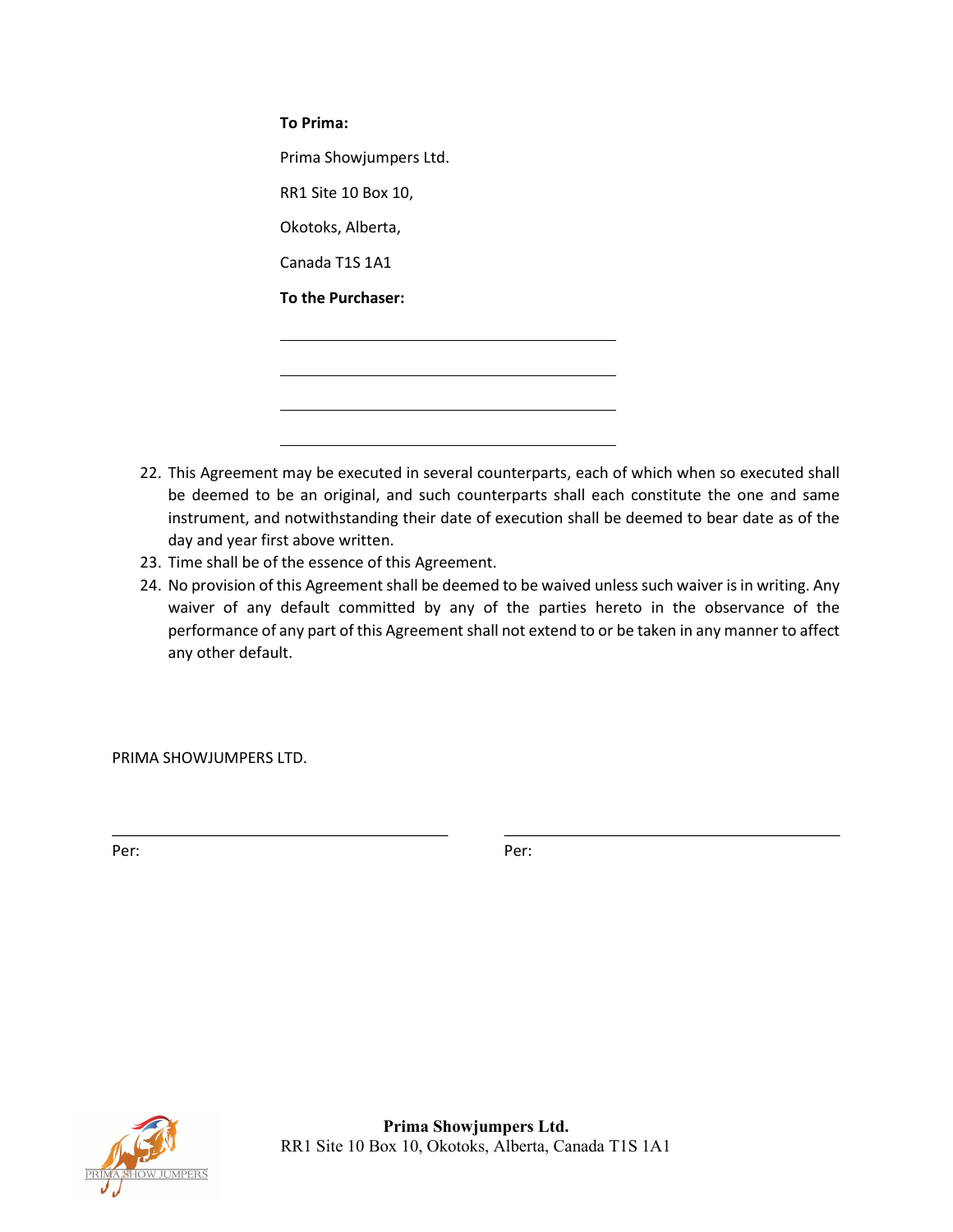**To Prima:**

Prima Showjumpers Ltd.

RR1 Site 10 Box 10,

Okotoks, Alberta,

Canada T1S 1A1

**To the Purchaser:**

\_\_\_\_\_\_\_\_\_\_\_\_\_\_\_\_\_\_\_\_\_\_\_\_\_\_\_\_\_\_\_\_\_\_\_\_\_\_

\_\_\_\_\_\_\_\_\_\_\_\_\_\_\_\_\_\_\_\_\_\_\_\_\_\_\_\_\_\_\_\_\_\_\_\_\_\_

\_\_\_\_\_\_\_\_\_\_\_\_\_\_\_\_\_\_\_\_\_\_\_\_\_\_\_\_\_\_\_\_\_\_\_\_\_\_

\_\_\_\_\_\_\_\_\_\_\_\_\_\_\_\_\_\_\_\_\_\_\_\_\_\_\_\_\_\_\_\_\_\_\_\_\_\_

22. This Agreement may be executed in several counterparts, each of which when so executed shall be deemed to be an original, and such counterparts shall each constitute the one and same instrument, and notwithstanding their date of execution shall be deemed to bear date as of the day and year first above written.
23. Time shall be of the essence of this Agreement.
24. No provision of this Agreement shall be deemed to be waived unless such waiver is in writing. Any waiver of any default committed by any of the parties hereto in the observance of the performance of any part of this Agreement shall not extend to or be taken in any manner to affect any other default.

PRIMA SHOWJUMPERS LTD.

\_\_\_\_\_\_\_\_\_\_\_\_\_\_\_\_\_\_\_\_\_\_\_\_\_\_\_\_\_\_\_\_\_\_\_\_\_\_ \_\_\_\_\_\_\_\_\_\_\_\_\_\_\_\_\_\_\_\_\_\_\_\_\_\_\_\_\_\_\_\_\_\_\_\_\_\_

Per: Per: